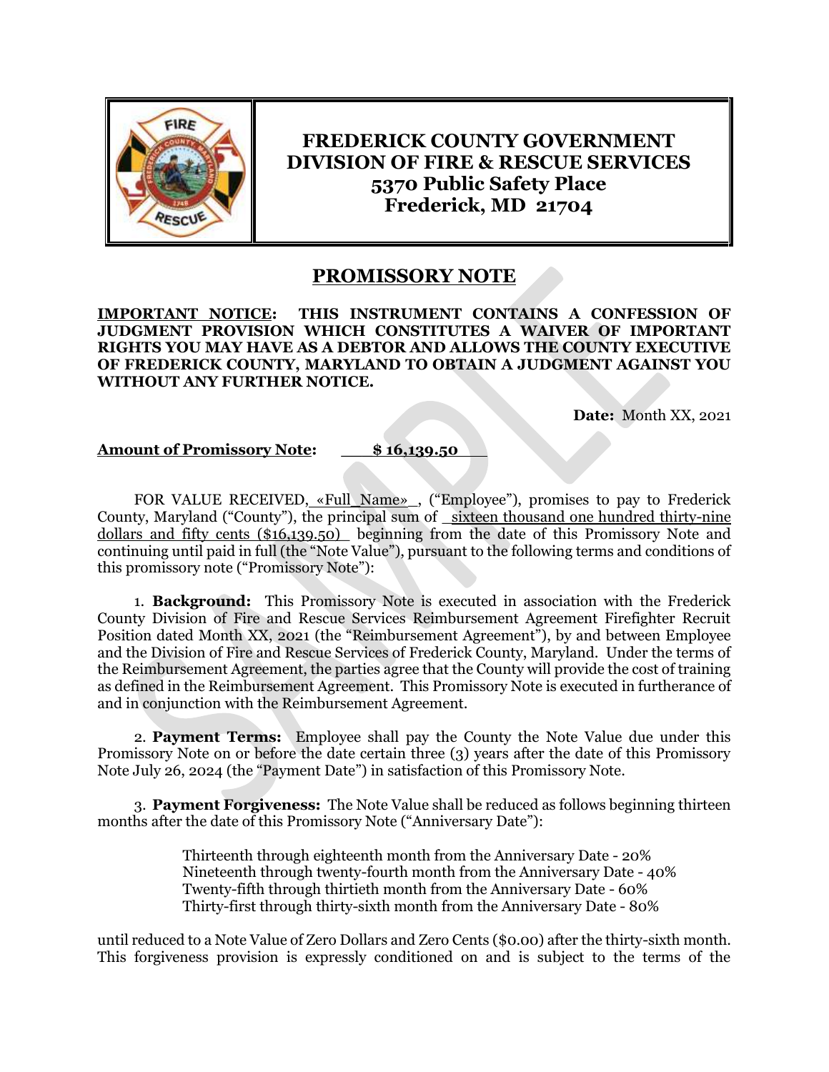**FREDERICK COUNTY GOVERNMENT**
**DIVISION OF FIRE & RESCUE SERVICES**
**5370 Public Safety Place**
**Frederick, MD 21704**

# PROMISSORY NOTE

**IMPORTANT NOTICE: THIS INSTRUMENT CONTAINS A CONFESSION OF JUDGMENT PROVISION WHICH CONSTITUTES A WAIVER OF IMPORTANT RIGHTS YOU MAY HAVE AS A DEBTOR AND ALLOWS THE COUNTY EXECUTIVE OF FREDERICK COUNTY, MARYLAND TO OBTAIN A JUDGMENT AGAINST YOU WITHOUT ANY FURTHER NOTICE.**

**Date:** Month XX, 2021

**Amount of Promissory Note:** **$ 16,139.50**

FOR VALUE RECEIVED, «Full_Name», ("Employee"), promises to pay to Frederick County, Maryland ("County"), the principal sum of sixteen thousand one hundred thirty-nine dollars and fifty cents ($16,139.50) beginning from the date of this Promissory Note and continuing until paid in full (the "Note Value"), pursuant to the following terms and conditions of this promissory note ("Promissory Note"):

1. **Background:** This Promissory Note is executed in association with the Frederick County Division of Fire and Rescue Services Reimbursement Agreement Firefighter Recruit Position dated Month XX, 2021 (the "Reimbursement Agreement"), by and between Employee and the Division of Fire and Rescue Services of Frederick County, Maryland. Under the terms of the Reimbursement Agreement, the parties agree that the County will provide the cost of training as defined in the Reimbursement Agreement. This Promissory Note is executed in furtherance of and in conjunction with the Reimbursement Agreement.

2. **Payment Terms:** Employee shall pay the County the Note Value due under this Promissory Note on or before the date certain three (3) years after the date of this Promissory Note July 26, 2024 (the "Payment Date") in satisfaction of this Promissory Note.

3. **Payment Forgiveness:** The Note Value shall be reduced as follows beginning thirteen months after the date of this Promissory Note ("Anniversary Date"):

   Thirteenth through eighteenth month from the Anniversary Date - 20%
   Nineteenth through twenty-fourth month from the Anniversary Date - 40%
   Twenty-fifth through thirtieth month from the Anniversary Date - 60%
   Thirty-first through thirty-sixth month from the Anniversary Date - 80%

until reduced to a Note Value of Zero Dollars and Zero Cents ($0.00) after the thirty-sixth month. This forgiveness provision is expressly conditioned on and is subject to the terms of the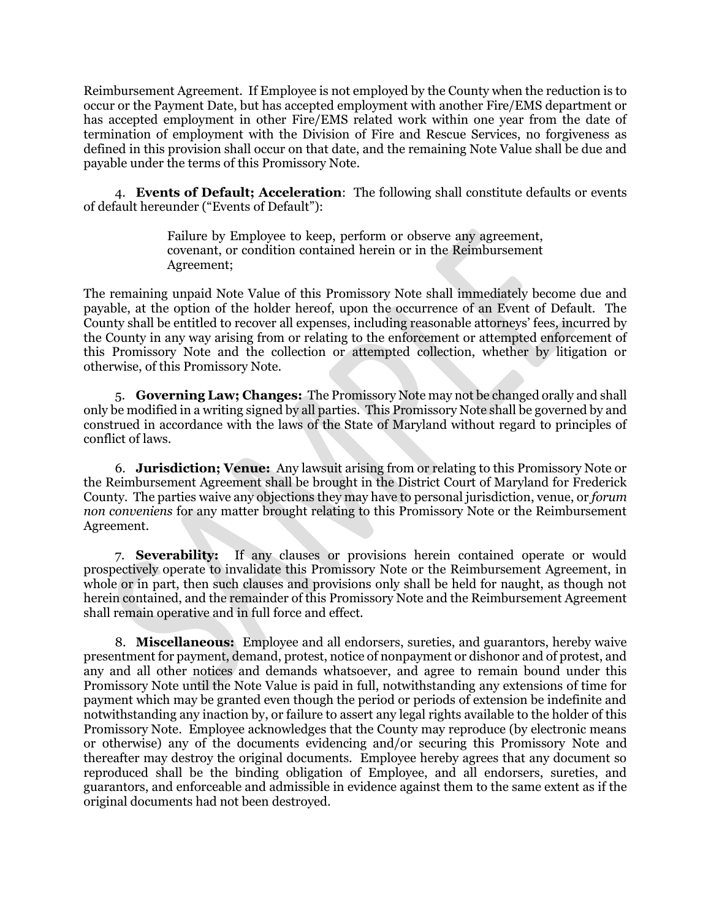Reimbursement Agreement. If Employee is not employed by the County when the reduction is to occur or the Payment Date, but has accepted employment with another Fire/EMS department or has accepted employment in other Fire/EMS related work within one year from the date of termination of employment with the Division of Fire and Rescue Services, no forgiveness as defined in this provision shall occur on that date, and the remaining Note Value shall be due and payable under the terms of this Promissory Note.

4. **Events of Default; Acceleration**: The following shall constitute defaults or events of default hereunder ("Events of Default"):

> Failure by Employee to keep, perform or observe any agreement, covenant, or condition contained herein or in the Reimbursement Agreement;

The remaining unpaid Note Value of this Promissory Note shall immediately become due and payable, at the option of the holder hereof, upon the occurrence of an Event of Default. The County shall be entitled to recover all expenses, including reasonable attorneys' fees, incurred by the County in any way arising from or relating to the enforcement or attempted enforcement of this Promissory Note and the collection or attempted collection, whether by litigation or otherwise, of this Promissory Note.

5. **Governing Law; Changes:** The Promissory Note may not be changed orally and shall only be modified in a writing signed by all parties. This Promissory Note shall be governed by and construed in accordance with the laws of the State of Maryland without regard to principles of conflict of laws.

6. **Jurisdiction; Venue:** Any lawsuit arising from or relating to this Promissory Note or the Reimbursement Agreement shall be brought in the District Court of Maryland for Frederick County. The parties waive any objections they may have to personal jurisdiction, venue, or *forum non conveniens* for any matter brought relating to this Promissory Note or the Reimbursement Agreement.

7. **Severability:** If any clauses or provisions herein contained operate or would prospectively operate to invalidate this Promissory Note or the Reimbursement Agreement, in whole or in part, then such clauses and provisions only shall be held for naught, as though not herein contained, and the remainder of this Promissory Note and the Reimbursement Agreement shall remain operative and in full force and effect.

8. **Miscellaneous:** Employee and all endorsers, sureties, and guarantors, hereby waive presentment for payment, demand, protest, notice of nonpayment or dishonor and of protest, and any and all other notices and demands whatsoever, and agree to remain bound under this Promissory Note until the Note Value is paid in full, notwithstanding any extensions of time for payment which may be granted even though the period or periods of extension be indefinite and notwithstanding any inaction by, or failure to assert any legal rights available to the holder of this Promissory Note. Employee acknowledges that the County may reproduce (by electronic means or otherwise) any of the documents evidencing and/or securing this Promissory Note and thereafter may destroy the original documents. Employee hereby agrees that any document so reproduced shall be the binding obligation of Employee, and all endorsers, sureties, and guarantors, and enforceable and admissible in evidence against them to the same extent as if the original documents had not been destroyed.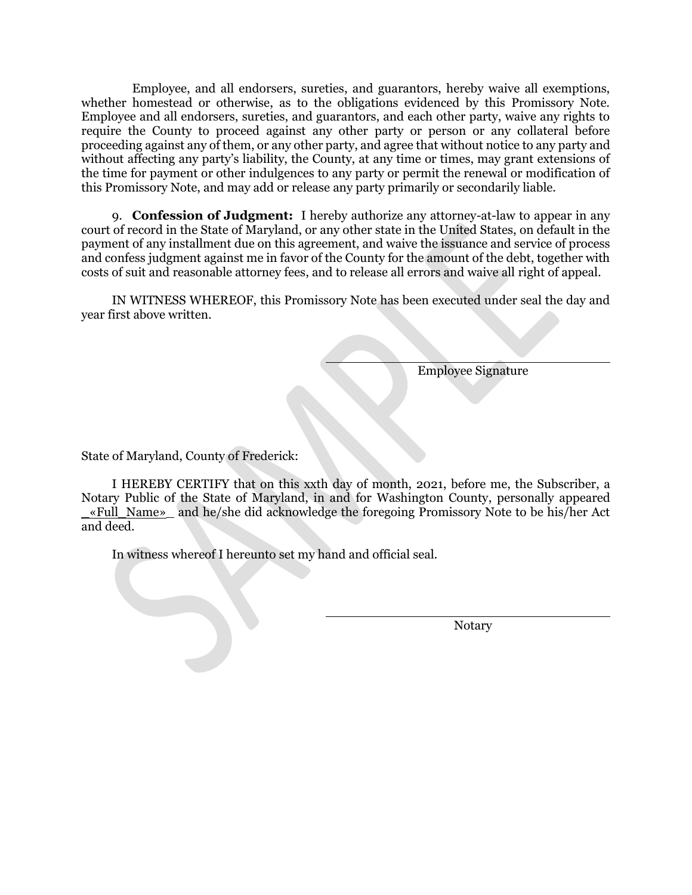Employee, and all endorsers, sureties, and guarantors, hereby waive all exemptions, whether homestead or otherwise, as to the obligations evidenced by this Promissory Note. Employee and all endorsers, sureties, and guarantors, and each other party, waive any rights to require the County to proceed against any other party or person or any collateral before proceeding against any of them, or any other party, and agree that without notice to any party and without affecting any party's liability, the County, at any time or times, may grant extensions of the time for payment or other indulgences to any party or permit the renewal or modification of this Promissory Note, and may add or release any party primarily or secondarily liable.

9. **Confession of Judgment:** I hereby authorize any attorney-at-law to appear in any court of record in the State of Maryland, or any other state in the United States, on default in the payment of any installment due on this agreement, and waive the issuance and service of process and confess judgment against me in favor of the County for the amount of the debt, together with costs of suit and reasonable attorney fees, and to release all errors and waive all right of appeal.

IN WITNESS WHEREOF, this Promissory Note has been executed under seal the day and year first above written.

\_\_\_\_\_\_\_\_\_\_\_\_\_\_\_\_\_\_\_\_\_\_\_\_\_\_\_\_\_\_\_\_\_\_\_\_\_\_

Employee Signature

State of Maryland, County of Frederick:

I HEREBY CERTIFY that on this xxth day of month, 2021, before me, the Subscriber, a Notary Public of the State of Maryland, in and for Washington County, personally appeared _«Full_Name»_ and he/she did acknowledge the foregoing Promissory Note to be his/her Act and deed.

In witness whereof I hereunto set my hand and official seal.

\_\_\_\_\_\_\_\_\_\_\_\_\_\_\_\_\_\_\_\_\_\_\_\_\_\_\_\_\_\_\_\_\_\_\_\_\_\_

Notary